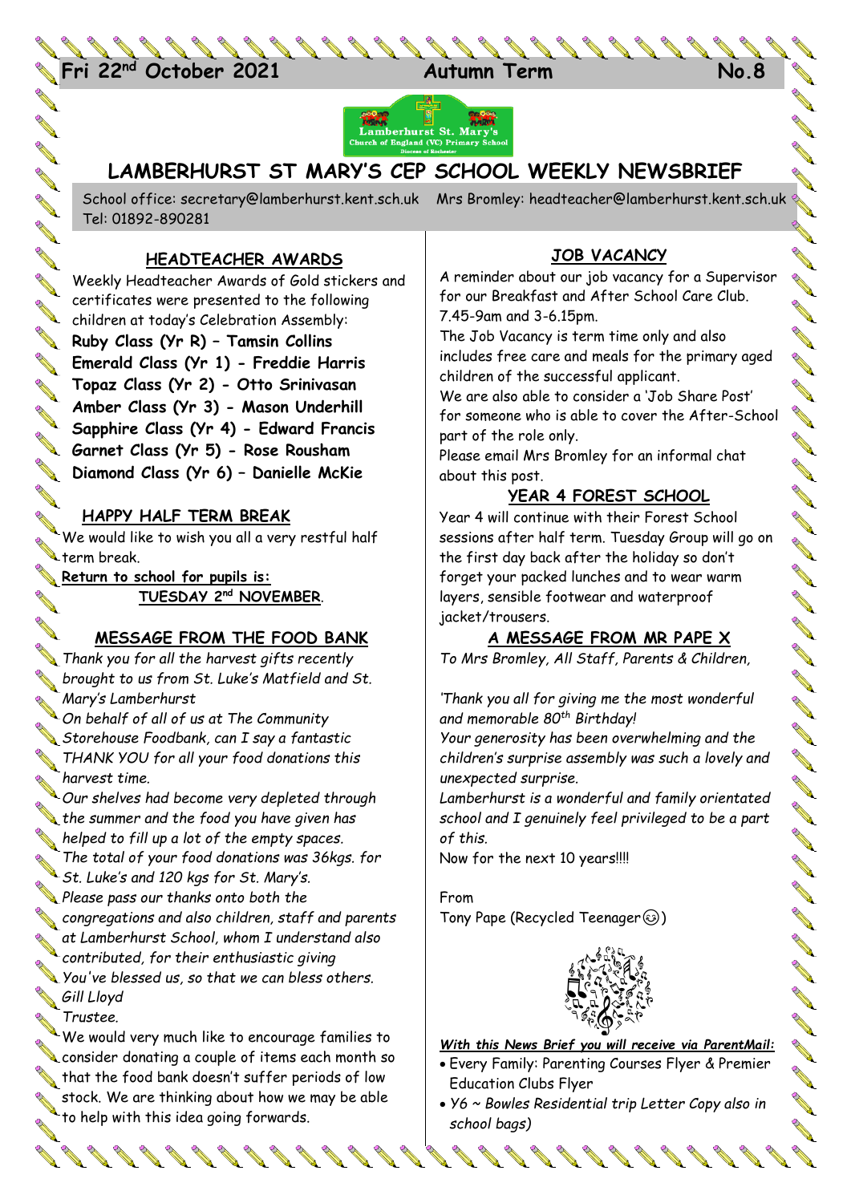**Fri 22nd October 2021 Autumn Term No.8**

# LAMBERHURST ST MARY'S CEP SCHOOL WEEKLY NEWSBRIEF

School office: secretary@lamberhurst.kent.sch.uk Mrs Bromley: headteacher@lamberhurst.kent.sch.uk
Tel: 01892-890281

## HEADTEACHER AWARDS

Weekly Headteacher Awards of Gold stickers and certificates were presented to the following children at today's Celebration Assembly:

**Ruby Class (Yr R) – Tamsin Collins**
**Emerald Class (Yr 1) - Freddie Harris**
**Topaz Class (Yr 2) - Otto Srinivasan**
**Amber Class (Yr 3) - Mason Underhill**
**Sapphire Class (Yr 4) - Edward Francis**
**Garnet Class (Yr 5) - Rose Rousham**
**Diamond Class (Yr 6) – Danielle McKie**

## HAPPY HALF TERM BREAK

We would like to wish you all a very restful half term break.

**Return to school for pupils is:**
**TUESDAY 2nd NOVEMBER**.

## MESSAGE FROM THE FOOD BANK

*Thank you for all the harvest gifts recently brought to us from St. Luke's Matfield and St. Mary's Lamberhurst*

*On behalf of all of us at The Community Storehouse Foodbank, can I say a fantastic THANK YOU for all your food donations this harvest time.*

*Our shelves had become very depleted through the summer and the food you have given has helped to fill up a lot of the empty spaces.*

*The total of your food donations was 36kgs. for St. Luke's and 120 kgs for St. Mary's.*

*Please pass our thanks onto both the congregations and also children, staff and parents at Lamberhurst School, whom I understand also contributed, for their enthusiastic giving*

*You've blessed us, so that we can bless others.*

*Gill Lloyd*
*Trustee.*

We would very much like to encourage families to consider donating a couple of items each month so that the food bank doesn't suffer periods of low stock. We are thinking about how we may be able to help with this idea going forwards.

## JOB VACANCY

A reminder about our job vacancy for a Supervisor for our Breakfast and After School Care Club. 7.45-9am and 3-6.15pm.

The Job Vacancy is term time only and also includes free care and meals for the primary aged children of the successful applicant.

We are also able to consider a 'Job Share Post' for someone who is able to cover the After-School part of the role only.

Please email Mrs Bromley for an informal chat about this post.

## YEAR 4 FOREST SCHOOL

Year 4 will continue with their Forest School sessions after half term. Tuesday Group will go on the first day back after the holiday so don't forget your packed lunches and to wear warm layers, sensible footwear and waterproof jacket/trousers.

## A MESSAGE FROM MR PAPE X

*To Mrs Bromley, All Staff, Parents & Children,*

*'Thank you all for giving me the most wonderful and memorable 80th Birthday!*

*Your generosity has been overwhelming and the children's surprise assembly was such a lovely and unexpected surprise.*

*Lamberhurst is a wonderful and family orientated school and I genuinely feel privileged to be a part of this.*

Now for the next 10 years!!!!

From
Tony Pape (Recycled Teenager☺)

***With this News Brief you will receive via ParentMail:***

- Every Family: Parenting Courses Flyer & Premier Education Clubs Flyer
- *Y6 ~ Bowles Residential trip Letter Copy also in school bags)*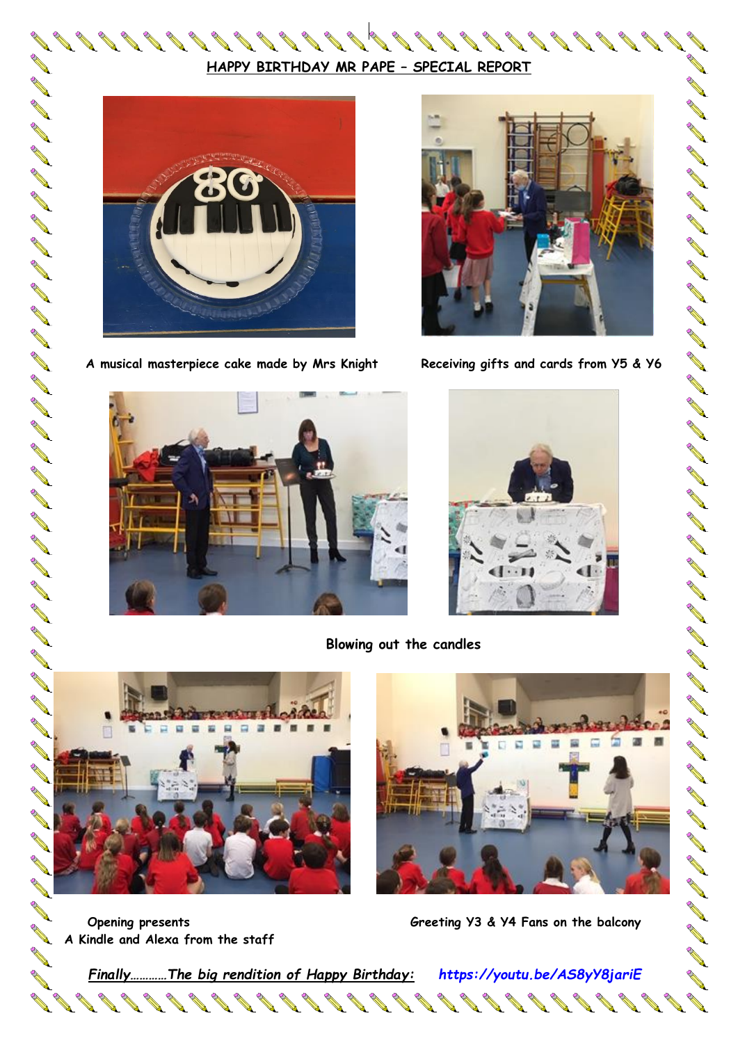## HAPPY BIRTHDAY MR PAPE – SPECIAL REPORT

A musical masterpiece cake made by Mrs Knight

Receiving gifts and cards from Y5 & Y6

Blowing out the candles

Opening presents
A Kindle and Alexa from the staff

Greeting Y3 & Y4 Fans on the balcony

*Finally………The big rendition of Happy Birthday:* https://youtu.be/AS8yY8jariE